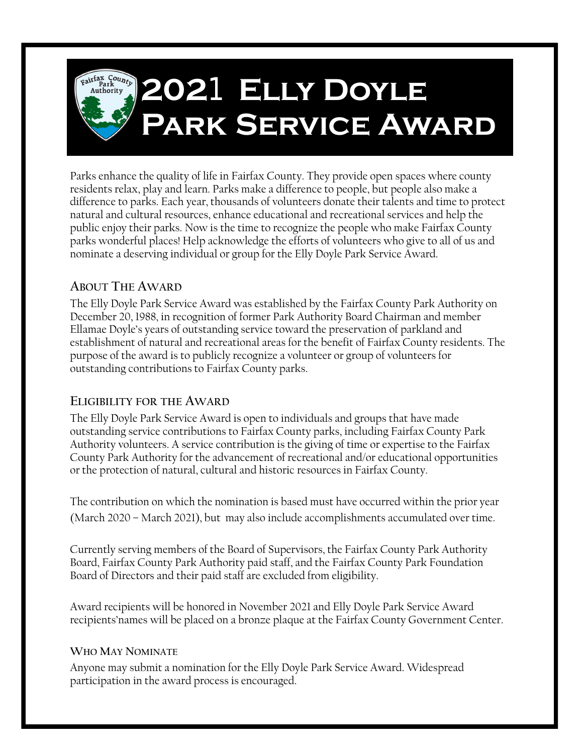# 2021 Elly Doyle Park Service Award

Parks enhance the quality of life in Fairfax County. They provide open spaces where county residents relax, play and learn. Parks make a difference to people, but people also make a difference to parks. Each year, thousands of volunteers donate their talents and time to protect natural and cultural resources, enhance educational and recreational services and help the public enjoy their parks. Now is the time to recognize the people who make Fairfax County parks wonderful places! Help acknowledge the efforts of volunteers who give to all of us and nominate a deserving individual or group for the Elly Doyle Park Service Award.

## About The Award

The Elly Doyle Park Service Award was established by the Fairfax County Park Authority on December 20, 1988, in recognition of former Park Authority Board Chairman and member Ellamae Doyle's years of outstanding service toward the preservation of parkland and establishment of natural and recreational areas for the benefit of Fairfax County residents. The purpose of the award is to publicly recognize a volunteer or group of volunteers for outstanding contributions to Fairfax County parks.

## Eligibility for the Award

The Elly Doyle Park Service Award is open to individuals and groups that have made outstanding service contributions to Fairfax County parks, including Fairfax County Park Authority volunteers. A service contribution is the giving of time or expertise to the Fairfax County Park Authority for the advancement of recreational and/or educational opportunities or the protection of natural, cultural and historic resources in Fairfax County.

The contribution on which the nomination is based must have occurred within the prior year (March 2020 – March 2021), but may also include accomplishments accumulated over time.

Currently serving members of the Board of Supervisors, the Fairfax County Park Authority Board, Fairfax County Park Authority paid staff, and the Fairfax County Park Foundation Board of Directors and their paid staff are excluded from eligibility.

Award recipients will be honored in November 2021 and Elly Doyle Park Service Award recipients'names will be placed on a bronze plaque at the Fairfax County Government Center.

### Who May Nominate

Anyone may submit a nomination for the Elly Doyle Park Service Award. Widespread participation in the award process is encouraged.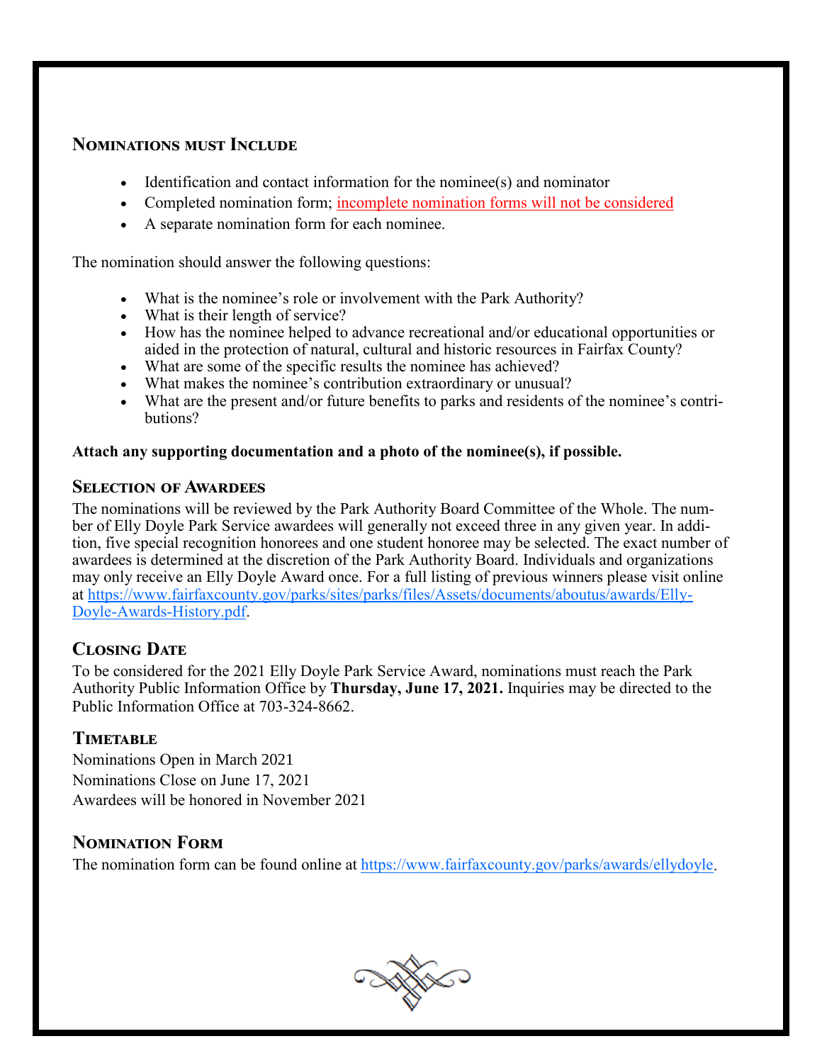## Nominations must Include

- Identification and contact information for the nominee(s) and nominator
- Completed nomination form; incomplete nomination forms will not be considered
- A separate nomination form for each nominee.

The nomination should answer the following questions:

- What is the nominee's role or involvement with the Park Authority?
- What is their length of service?
- How has the nominee helped to advance recreational and/or educational opportunities or aided in the protection of natural, cultural and historic resources in Fairfax County?
- What are some of the specific results the nominee has achieved?
- What makes the nominee's contribution extraordinary or unusual?
- What are the present and/or future benefits to parks and residents of the nominee's contributions?

**Attach any supporting documentation and a photo of the nominee(s), if possible.**

## Selection of Awardees

The nominations will be reviewed by the Park Authority Board Committee of the Whole. The number of Elly Doyle Park Service awardees will generally not exceed three in any given year. In addition, five special recognition honorees and one student honoree may be selected. The exact number of awardees is determined at the discretion of the Park Authority Board. Individuals and organizations may only receive an Elly Doyle Award once. For a full listing of previous winners please visit online at https://www.fairfaxcounty.gov/parks/sites/parks/files/Assets/documents/aboutus/awards/Elly-Doyle-Awards-History.pdf.

## Closing Date

To be considered for the 2021 Elly Doyle Park Service Award, nominations must reach the Park Authority Public Information Office by **Thursday, June 17, 2021.** Inquiries may be directed to the Public Information Office at 703-324-8662.

## Timetable

Nominations Open in March 2021
Nominations Close on June 17, 2021
Awardees will be honored in November 2021

## Nomination Form

The nomination form can be found online at https://www.fairfaxcounty.gov/parks/awards/ellydoyle.